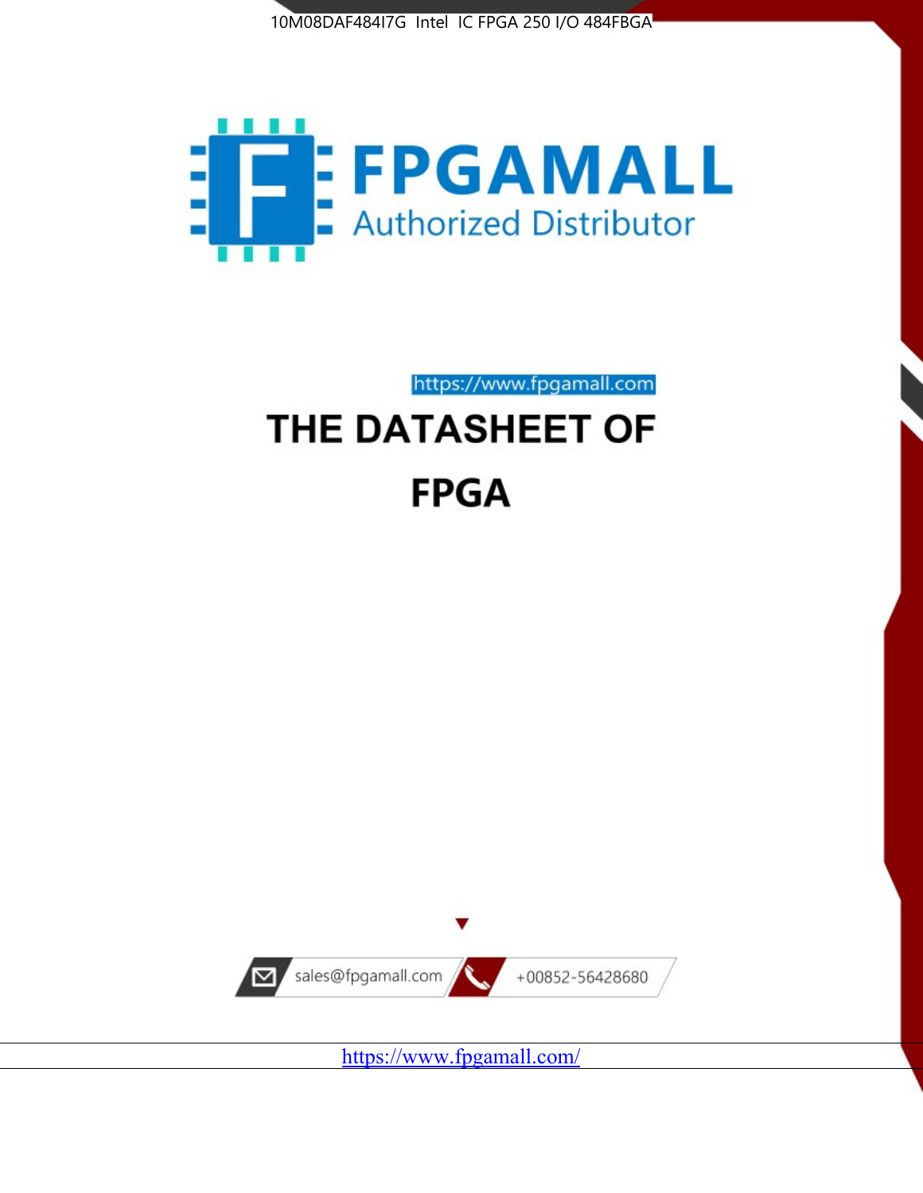10M08DAF484I7G Intel IC FPGA 250 I/O 484FBGA

FPGAMALL

Authorized Distributor

https://www.fpgamall.com

# THE DATASHEET OF

# FPGA

sales@fpgamall.com

+00852-56428680

https://www.fpgamall.com/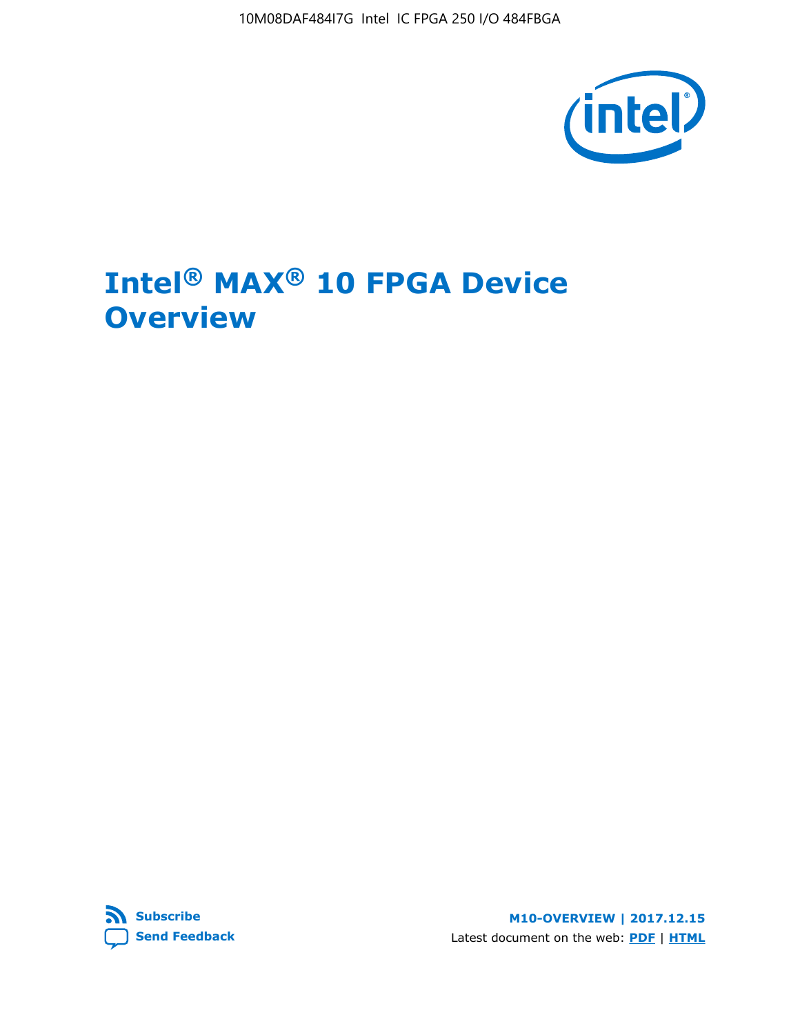# Intel® MAX® 10 FPGA Device Overview

**Subscribe**

**Send Feedback**

**M10-OVERVIEW | 2017.12.15**

Latest document on the web: **PDF** | **HTML**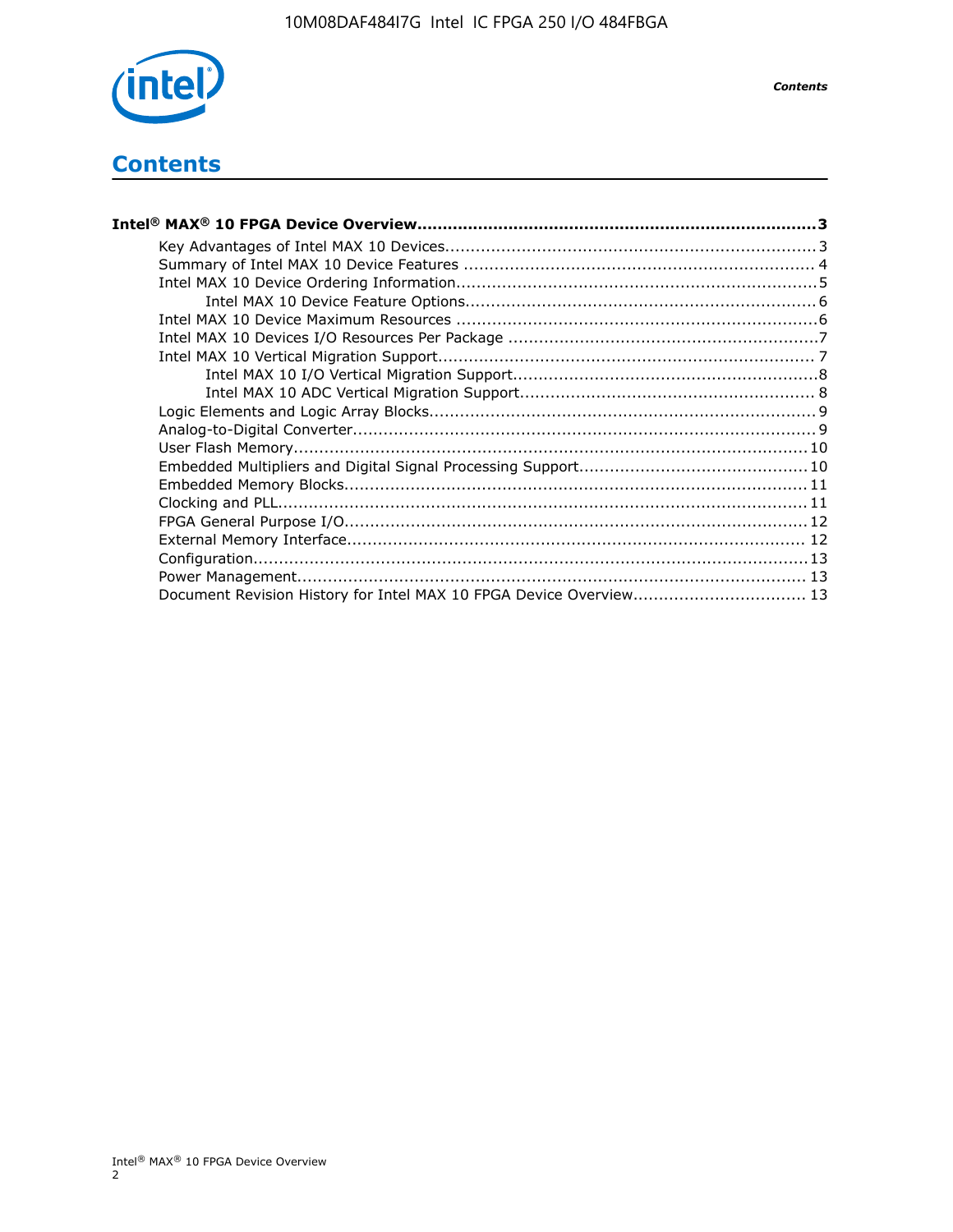# Contents

**Intel® MAX® 10 FPGA Device Overview.............................................................................3**

- Key Advantages of Intel MAX 10 Devices........................................................................3
- Summary of Intel MAX 10 Device Features ..................................................................... 4
- Intel MAX 10 Device Ordering Information......................................................................5
  - Intel MAX 10 Device Feature Options.....................................................................6
- Intel MAX 10 Device Maximum Resources .......................................................................6
- Intel MAX 10 Devices I/O Resources Per Package ............................................................7
- Intel MAX 10 Vertical Migration Support......................................................................... 7
  - Intel MAX 10 I/O Vertical Migration Support............................................................8
  - Intel MAX 10 ADC Vertical Migration Support......................................................... 8
- Logic Elements and Logic Array Blocks...........................................................................9
- Analog-to-Digital Converter..........................................................................................9
- User Flash Memory.................................................................................................... 10
- Embedded Multipliers and Digital Signal Processing Support............................................ 10
- Embedded Memory Blocks.......................................................................................... 11
- Clocking and PLL....................................................................................................... 11
- FPGA General Purpose I/O.......................................................................................... 12
- External Memory Interface.......................................................................................... 12
- Configuration............................................................................................................ 13
- Power Management................................................................................................... 13
- Document Revision History for Intel MAX 10 FPGA Device Overview................................. 13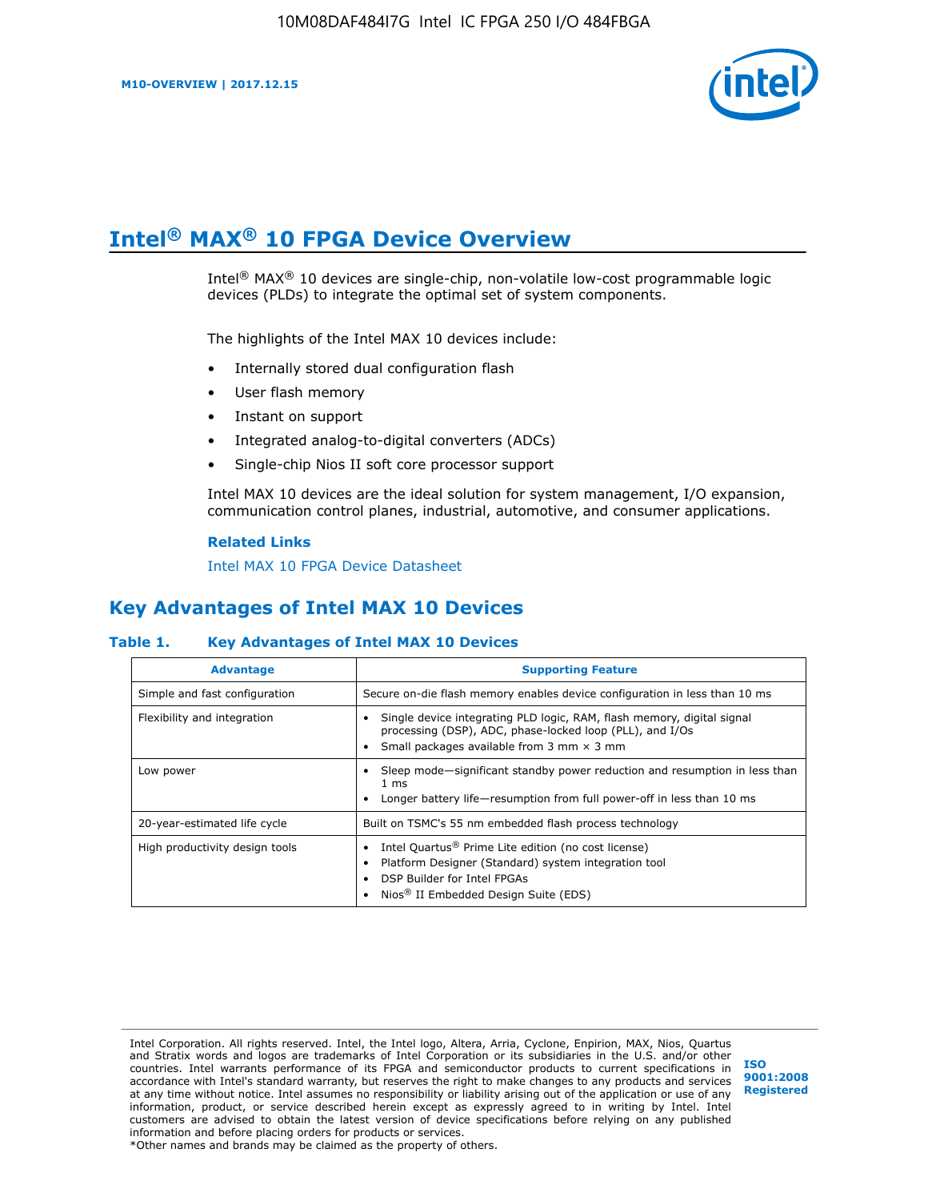# Intel® MAX® 10 FPGA Device Overview

Intel® MAX® 10 devices are single-chip, non-volatile low-cost programmable logic devices (PLDs) to integrate the optimal set of system components.

The highlights of the Intel MAX 10 devices include:

- Internally stored dual configuration flash
- User flash memory
- Instant on support
- Integrated analog-to-digital converters (ADCs)
- Single-chip Nios II soft core processor support

Intel MAX 10 devices are the ideal solution for system management, I/O expansion, communication control planes, industrial, automotive, and consumer applications.

**Related Links**

Intel MAX 10 FPGA Device Datasheet

## Key Advantages of Intel MAX 10 Devices

**Table 1. Key Advantages of Intel MAX 10 Devices**

| Advantage | Supporting Feature |
| --- | --- |
| Simple and fast configuration | Secure on-die flash memory enables device configuration in less than 10 ms |
| Flexibility and integration | • Single device integrating PLD logic, RAM, flash memory, digital signal processing (DSP), ADC, phase-locked loop (PLL), and I/Os<br>• Small packages available from 3 mm × 3 mm |
| Low power | • Sleep mode—significant standby power reduction and resumption in less than 1 ms<br>• Longer battery life—resumption from full power-off in less than 10 ms |
| 20-year-estimated life cycle | Built on TSMC's 55 nm embedded flash process technology |
| High productivity design tools | • Intel Quartus® Prime Lite edition (no cost license)<br>• Platform Designer (Standard) system integration tool<br>• DSP Builder for Intel FPGAs<br>• Nios® II Embedded Design Suite (EDS) |

Intel Corporation. All rights reserved. Intel, the Intel logo, Altera, Arria, Cyclone, Enpirion, MAX, Nios, Quartus and Stratix words and logos are trademarks of Intel Corporation or its subsidiaries in the U.S. and/or other countries. Intel warrants performance of its FPGA and semiconductor products to current specifications in accordance with Intel's standard warranty, but reserves the right to make changes to any products and services at any time without notice. Intel assumes no responsibility or liability arising out of the application or use of any information, product, or service described herein except as expressly agreed to in writing by Intel. Intel customers are advised to obtain the latest version of device specifications before relying on any published information and before placing orders for products or services.
*Other names and brands may be claimed as the property of others.

ISO 9001:2008 Registered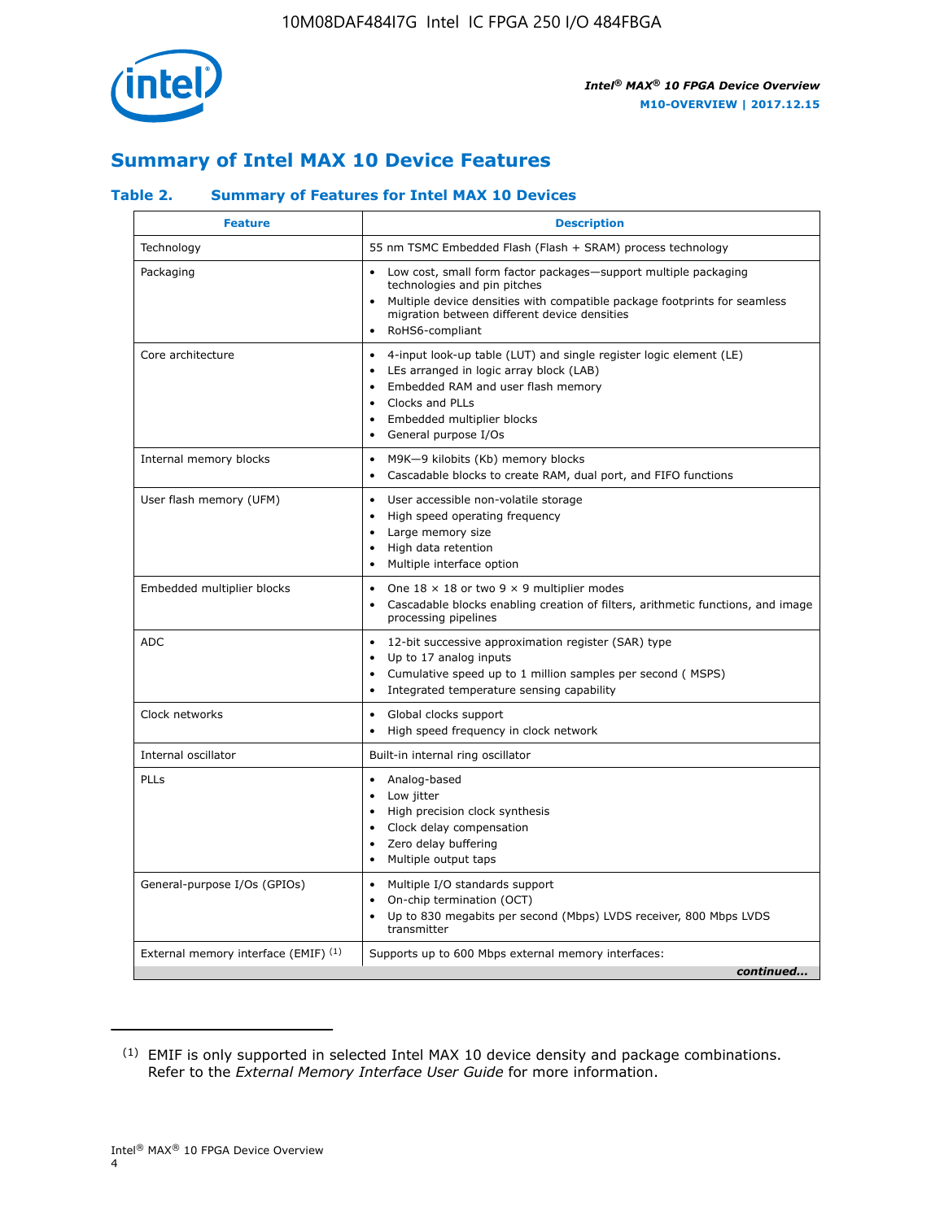## Summary of Intel MAX 10 Device Features

### Table 2. Summary of Features for Intel MAX 10 Devices

| Feature | Description |
|---|---|
| Technology | 55 nm TSMC Embedded Flash (Flash + SRAM) process technology |
| Packaging | • Low cost, small form factor packages—support multiple packaging technologies and pin pitches<br>• Multiple device densities with compatible package footprints for seamless migration between different device densities<br>• RoHS6-compliant |
| Core architecture | • 4-input look-up table (LUT) and single register logic element (LE)<br>• LEs arranged in logic array block (LAB)<br>• Embedded RAM and user flash memory<br>• Clocks and PLLs<br>• Embedded multiplier blocks<br>• General purpose I/Os |
| Internal memory blocks | • M9K—9 kilobits (Kb) memory blocks<br>• Cascadable blocks to create RAM, dual port, and FIFO functions |
| User flash memory (UFM) | • User accessible non-volatile storage<br>• High speed operating frequency<br>• Large memory size<br>• High data retention<br>• Multiple interface option |
| Embedded multiplier blocks | • One 18 × 18 or two 9 × 9 multiplier modes<br>• Cascadable blocks enabling creation of filters, arithmetic functions, and image processing pipelines |
| ADC | • 12-bit successive approximation register (SAR) type<br>• Up to 17 analog inputs<br>• Cumulative speed up to 1 million samples per second ( MSPS)<br>• Integrated temperature sensing capability |
| Clock networks | • Global clocks support<br>• High speed frequency in clock network |
| Internal oscillator | Built-in internal ring oscillator |
| PLLs | • Analog-based<br>• Low jitter<br>• High precision clock synthesis<br>• Clock delay compensation<br>• Zero delay buffering<br>• Multiple output taps |
| General-purpose I/Os (GPIOs) | • Multiple I/O standards support<br>• On-chip termination (OCT)<br>• Up to 830 megabits per second (Mbps) LVDS receiver, 800 Mbps LVDS transmitter |
| External memory interface (EMIF) [(1)] | Supports up to 600 Mbps external memory interfaces: |

*continued...*

(1) EMIF is only supported in selected Intel MAX 10 device density and package combinations. Refer to the *External Memory Interface User Guide* for more information.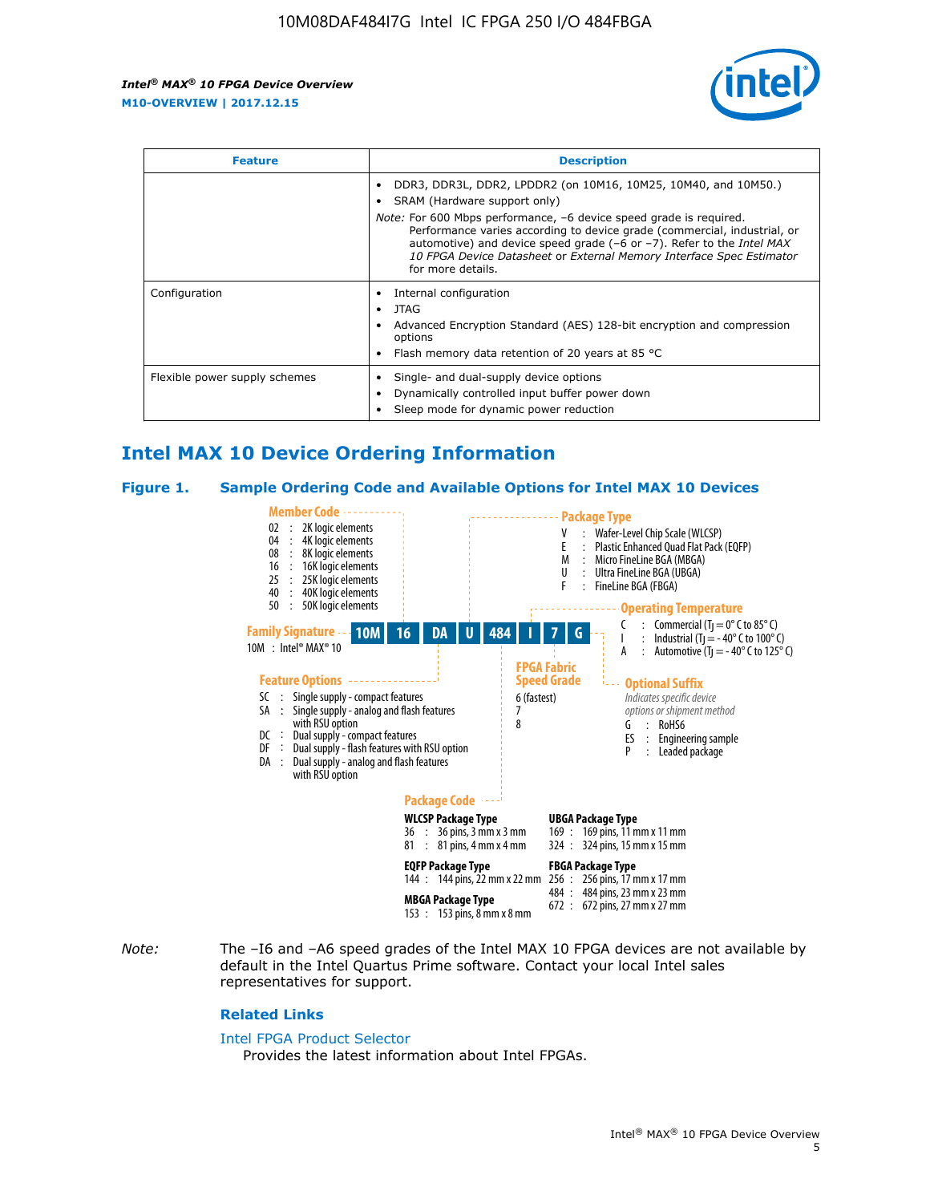| Feature | Description |
| --- | --- |
| | • DDR3, DDR3L, DDR2, LPDDR2 (on 10M16, 10M25, 10M40, and 10M50.)<br>• SRAM (Hardware support only)<br>*Note:* For 600 Mbps performance, –6 device speed grade is required. Performance varies according to device grade (commercial, industrial, or automotive) and device speed grade (–6 or –7). Refer to the *Intel MAX 10 FPGA Device Datasheet* or *External Memory Interface Spec Estimator* for more details. |
| Configuration | • Internal configuration<br>• JTAG<br>• Advanced Encryption Standard (AES) 128-bit encryption and compression options<br>• Flash memory data retention of 20 years at 85 °C |
| Flexible power supply schemes | • Single- and dual-supply device options<br>• Dynamically controlled input buffer power down<br>• Sleep mode for dynamic power reduction |

## Intel MAX 10 Device Ordering Information

### Figure 1. Sample Ordering Code and Available Options for Intel MAX 10 Devices

Sample ordering code: 10M 16 DA U 484 I 7 G

**Family Signature**
10M : Intel® MAX® 10

**Member Code**
- 02 : 2K logic elements
- 04 : 4K logic elements
- 08 : 8K logic elements
- 16 : 16K logic elements
- 25 : 25K logic elements
- 40 : 40K logic elements
- 50 : 50K logic elements

**Feature Options**
- SC : Single supply - compact features
- SA : Single supply - analog and flash features with RSU option
- DC : Dual supply - compact features
- DF : Dual supply - flash features with RSU option
- DA : Dual supply - analog and flash features with RSU option

**Package Type**
- V : Wafer-Level Chip Scale (WLCSP)
- E : Plastic Enhanced Quad Flat Pack (EQFP)
- M : Micro FineLine BGA (MBGA)
- U : Ultra FineLine BGA (UBGA)
- F : FineLine BGA (FBGA)

**Package Code**

WLCSP Package Type
- 36 : 36 pins, 3 mm x 3 mm
- 81 : 81 pins, 4 mm x 4 mm

EQFP Package Type
- 144 : 144 pins, 22 mm x 22 mm

MBGA Package Type
- 153 : 153 pins, 8 mm x 8 mm

UBGA Package Type
- 169 : 169 pins, 11 mm x 11 mm
- 324 : 324 pins, 15 mm x 15 mm

FBGA Package Type
- 256 : 256 pins, 17 mm x 17 mm
- 484 : 484 pins, 23 mm x 23 mm
- 672 : 672 pins, 27 mm x 27 mm

**Operating Temperature**
- C : Commercial ($T_J$ = 0° C to 85° C)
- I : Industrial ($T_J$ = - 40° C to 100° C)
- A : Automotive ($T_J$ = - 40° C to 125° C)

**FPGA Fabric Speed Grade**
- 6 (fastest)
- 7
- 8

**Optional Suffix**
*Indicates specific device options or shipment method*
- G : RoHS6
- ES : Engineering sample
- P : Leaded package

*Note:* The –I6 and –A6 speed grades of the Intel MAX 10 FPGA devices are not available by default in the Intel Quartus Prime software. Contact your local Intel sales representatives for support.

#### Related Links

Intel FPGA Product Selector
Provides the latest information about Intel FPGAs.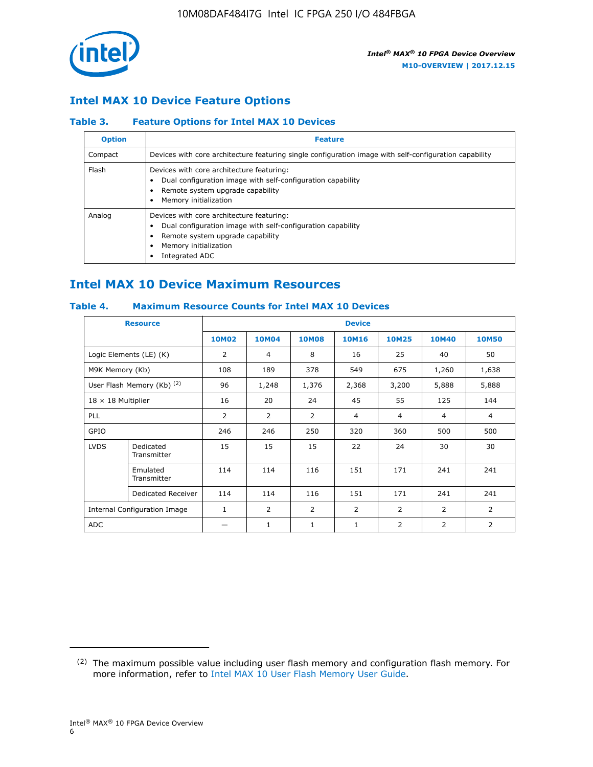## Intel MAX 10 Device Feature Options

### Table 3. Feature Options for Intel MAX 10 Devices

| Option | Feature |
|---|---|
| Compact | Devices with core architecture featuring single configuration image with self-configuration capability |
| Flash | Devices with core architecture featuring:<br>• Dual configuration image with self-configuration capability<br>• Remote system upgrade capability<br>• Memory initialization |
| Analog | Devices with core architecture featuring:<br>• Dual configuration image with self-configuration capability<br>• Remote system upgrade capability<br>• Memory initialization<br>• Integrated ADC |

## Intel MAX 10 Device Maximum Resources

### Table 4. Maximum Resource Counts for Intel MAX 10 Devices

| Resource | | Device | | | | | | |
|---|---|---|---|---|---|---|---|---|
| | | 10M02 | 10M04 | 10M08 | 10M16 | 10M25 | 10M40 | 10M50 |
| Logic Elements (LE) (K) | | 2 | 4 | 8 | 16 | 25 | 40 | 50 |
| M9K Memory (Kb) | | 108 | 189 | 378 | 549 | 675 | 1,260 | 1,638 |
| User Flash Memory (Kb) [2] | | 96 | 1,248 | 1,376 | 2,368 | 3,200 | 5,888 | 5,888 |
| 18 × 18 Multiplier | | 16 | 20 | 24 | 45 | 55 | 125 | 144 |
| PLL | | 2 | 2 | 2 | 4 | 4 | 4 | 4 |
| GPIO | | 246 | 246 | 250 | 320 | 360 | 500 | 500 |
| LVDS | Dedicated Transmitter | 15 | 15 | 15 | 22 | 24 | 30 | 30 |
| | Emulated Transmitter | 114 | 114 | 116 | 151 | 171 | 241 | 241 |
| | Dedicated Receiver | 114 | 114 | 116 | 151 | 171 | 241 | 241 |
| Internal Configuration Image | | 1 | 2 | 2 | 2 | 2 | 2 | 2 |
| ADC | | — | 1 | 1 | 1 | 2 | 2 | 2 |

[2] The maximum possible value including user flash memory and configuration flash memory. For more information, refer to Intel MAX 10 User Flash Memory User Guide.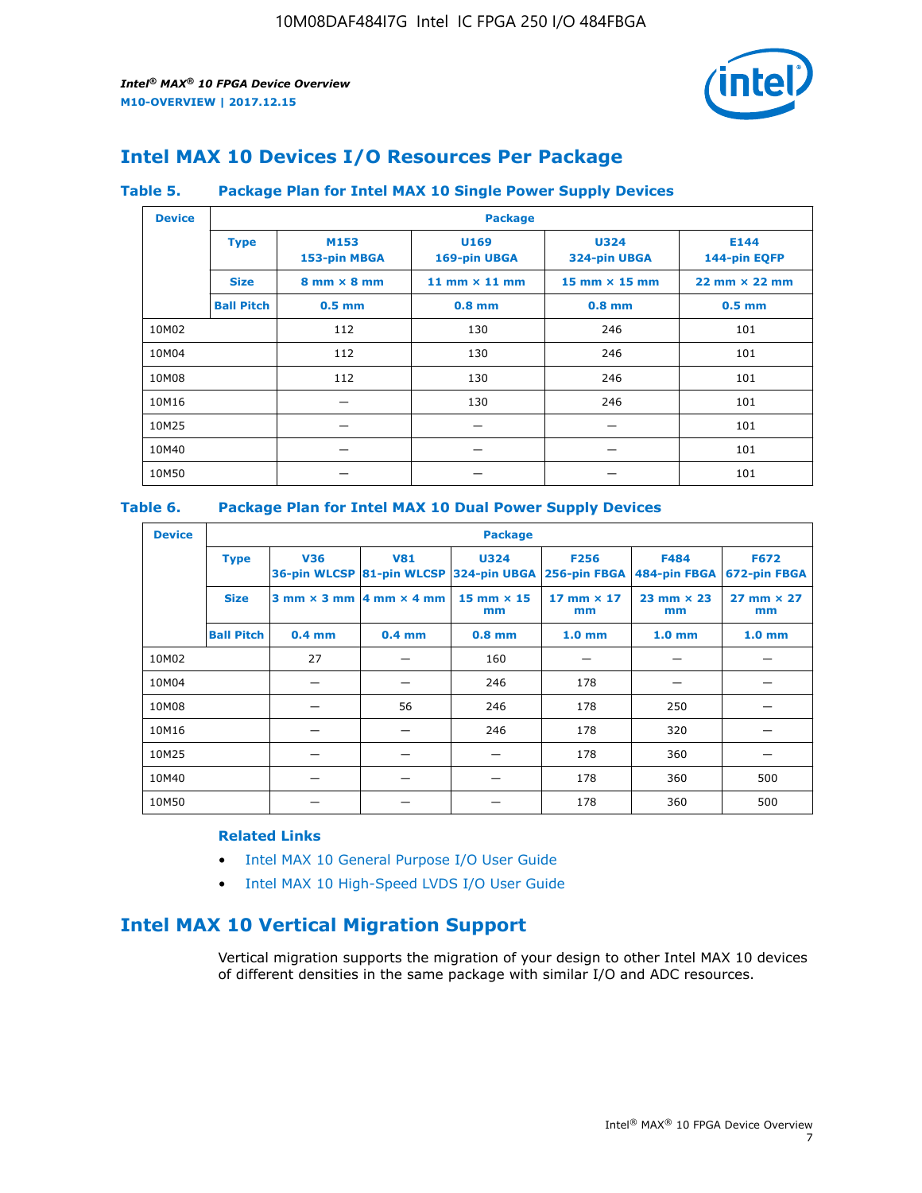## Intel MAX 10 Devices I/O Resources Per Package

### Table 5. Package Plan for Intel MAX 10 Single Power Supply Devices

| Device | Package | | | | |
|---|---|---|---|---|---|
| | **Type** | **M153** 153-pin MBGA | **U169** 169-pin UBGA | **U324** 324-pin UBGA | **E144** 144-pin EQFP |
| | **Size** | 8 mm × 8 mm | 11 mm × 11 mm | 15 mm × 15 mm | 22 mm × 22 mm |
| | **Ball Pitch** | 0.5 mm | 0.8 mm | 0.8 mm | 0.5 mm |
| 10M02 | | 112 | 130 | 246 | 101 |
| 10M04 | | 112 | 130 | 246 | 101 |
| 10M08 | | 112 | 130 | 246 | 101 |
| 10M16 | | — | 130 | 246 | 101 |
| 10M25 | | — | — | — | 101 |
| 10M40 | | — | — | — | 101 |
| 10M50 | | — | — | — | 101 |

### Table 6. Package Plan for Intel MAX 10 Dual Power Supply Devices

| Device | Package | | | | | | |
|---|---|---|---|---|---|---|---|
| | **Type** | **V36** 36-pin WLCSP | **V81** 81-pin WLCSP | **U324** 324-pin UBGA | **F256** 256-pin FBGA | **F484** 484-pin FBGA | **F672** 672-pin FBGA |
| | **Size** | 3 mm × 3 mm | 4 mm × 4 mm | 15 mm × 15 mm | 17 mm × 17 mm | 23 mm × 23 mm | 27 mm × 27 mm |
| | **Ball Pitch** | 0.4 mm | 0.4 mm | 0.8 mm | 1.0 mm | 1.0 mm | 1.0 mm |
| 10M02 | | 27 | — | 160 | — | — | — |
| 10M04 | | — | — | 246 | 178 | — | — |
| 10M08 | | — | 56 | 246 | 178 | 250 | — |
| 10M16 | | — | — | 246 | 178 | 320 | — |
| 10M25 | | — | — | — | 178 | 360 | — |
| 10M40 | | — | — | — | 178 | 360 | 500 |
| 10M50 | | — | — | — | 178 | 360 | 500 |

**Related Links**

- Intel MAX 10 General Purpose I/O User Guide
- Intel MAX 10 High-Speed LVDS I/O User Guide

## Intel MAX 10 Vertical Migration Support

Vertical migration supports the migration of your design to other Intel MAX 10 devices of different densities in the same package with similar I/O and ADC resources.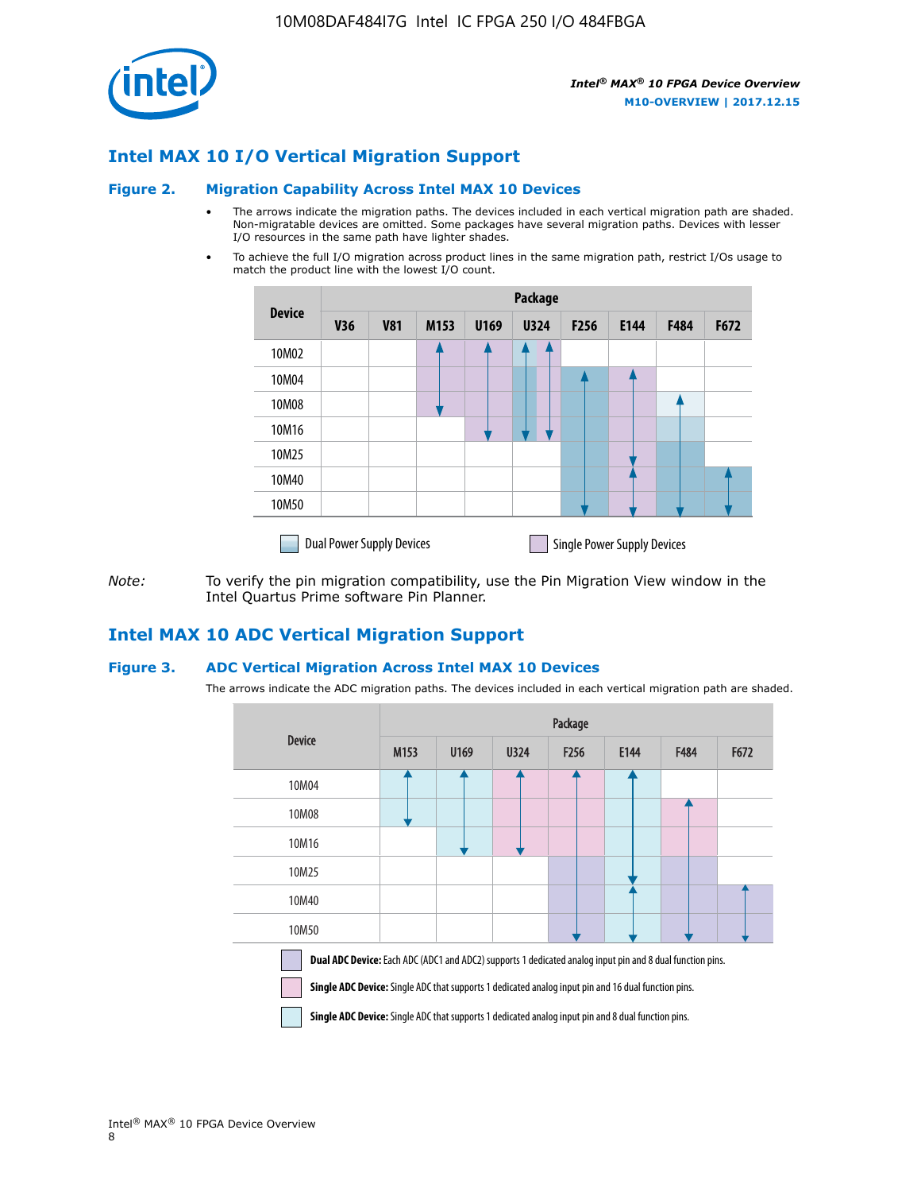## Intel MAX 10 I/O Vertical Migration Support

**Figure 2. Migration Capability Across Intel MAX 10 Devices**

- The arrows indicate the migration paths. The devices included in each vertical migration path are shaded. Non-migratable devices are omitted. Some packages have several migration paths. Devices with lesser I/O resources in the same path have lighter shades.
- To achieve the full I/O migration across product lines in the same migration path, restrict I/Os usage to match the product line with the lowest I/O count.

| Device | Package | | | | | | | | |
|---|---|---|---|---|---|---|---|---|---|
| | V36 | V81 | M153 | U169 | U324 | F256 | E144 | F484 | F672 |
| 10M02 | | | | | | | | | |
| 10M04 | | | | | | | | | |
| 10M08 | | | | | | | | | |
| 10M16 | | | | | | | | | |
| 10M25 | | | | | | | | | |
| 10M40 | | | | | | | | | |
| 10M50 | | | | | | | | | |

Dual Power Supply Devices | Single Power Supply Devices

*Note:* To verify the pin migration compatibility, use the Pin Migration View window in the Intel Quartus Prime software Pin Planner.

## Intel MAX 10 ADC Vertical Migration Support

**Figure 3. ADC Vertical Migration Across Intel MAX 10 Devices**

The arrows indicate the ADC migration paths. The devices included in each vertical migration path are shaded.

| Device | Package | | | | | | |
|---|---|---|---|---|---|---|---|
| | M153 | U169 | U324 | F256 | E144 | F484 | F672 |
| 10M04 | | | | | | | |
| 10M08 | | | | | | | |
| 10M16 | | | | | | | |
| 10M25 | | | | | | | |
| 10M40 | | | | | | | |
| 10M50 | | | | | | | |

**Dual ADC Device:** Each ADC (ADC1 and ADC2) supports 1 dedicated analog input pin and 8 dual function pins.

**Single ADC Device:** Single ADC that supports 1 dedicated analog input pin and 16 dual function pins.

**Single ADC Device:** Single ADC that supports 1 dedicated analog input pin and 8 dual function pins.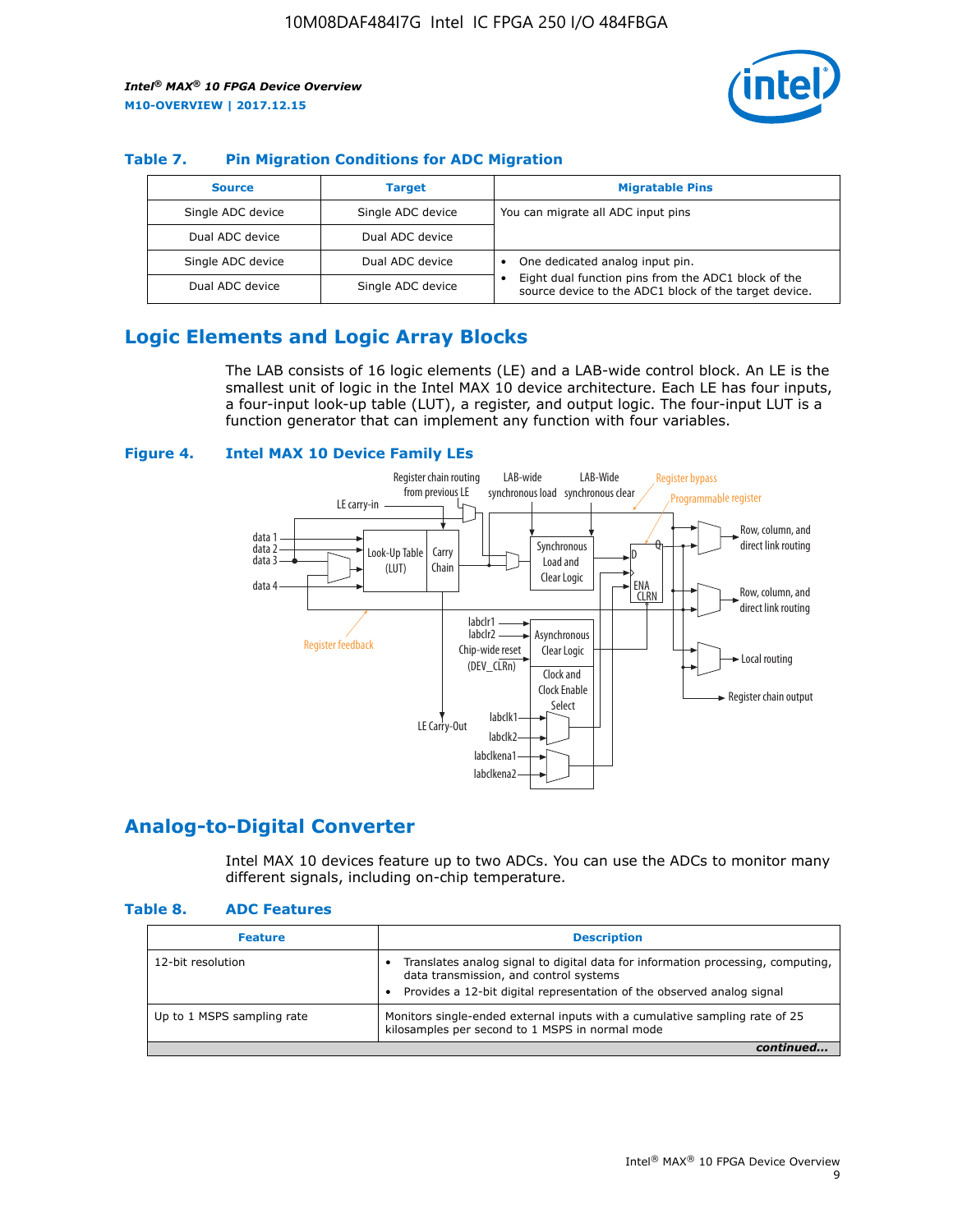### Table 7. Pin Migration Conditions for ADC Migration

| Source | Target | Migratable Pins |
|---|---|---|
| Single ADC device | Single ADC device | You can migrate all ADC input pins |
| Dual ADC device | Dual ADC device | |
| Single ADC device | Dual ADC device | • One dedicated analog input pin. • Eight dual function pins from the ADC1 block of the source device to the ADC1 block of the target device. |
| Dual ADC device | Single ADC device | |

## Logic Elements and Logic Array Blocks

The LAB consists of 16 logic elements (LE) and a LAB-wide control block. An LE is the smallest unit of logic in the Intel MAX 10 device architecture. Each LE has four inputs, a four-input look-up table (LUT), a register, and output logic. The four-input LUT is a function generator that can implement any function with four variables.

### Figure 4. Intel MAX 10 Device Family LEs

## Analog-to-Digital Converter

Intel MAX 10 devices feature up to two ADCs. You can use the ADCs to monitor many different signals, including on-chip temperature.

### Table 8. ADC Features

| Feature | Description |
|---|---|
| 12-bit resolution | • Translates analog signal to digital data for information processing, computing, data transmission, and control systems • Provides a 12-bit digital representation of the observed analog signal |
| Up to 1 MSPS sampling rate | Monitors single-ended external inputs with a cumulative sampling rate of 25 kilosamples per second to 1 MSPS in normal mode |

*continued...*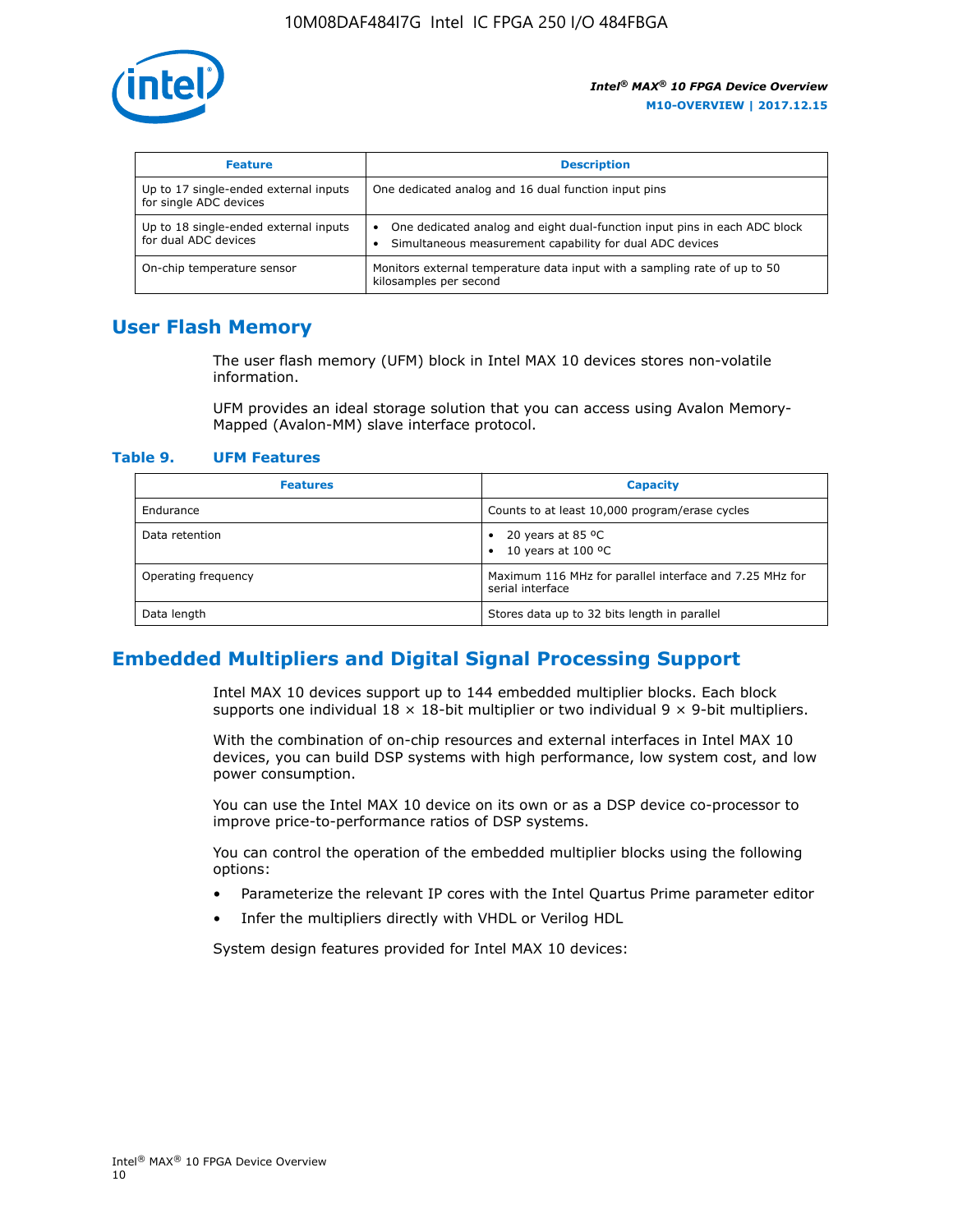| Feature | Description |
| --- | --- |
| Up to 17 single-ended external inputs for single ADC devices | One dedicated analog and 16 dual function input pins |
| Up to 18 single-ended external inputs for dual ADC devices | • One dedicated analog and eight dual-function input pins in each ADC block<br>• Simultaneous measurement capability for dual ADC devices |
| On-chip temperature sensor | Monitors external temperature data input with a sampling rate of up to 50 kilosamples per second |

## User Flash Memory

The user flash memory (UFM) block in Intel MAX 10 devices stores non-volatile information.

UFM provides an ideal storage solution that you can access using Avalon Memory-Mapped (Avalon-MM) slave interface protocol.

**Table 9. UFM Features**

| Features | Capacity |
| --- | --- |
| Endurance | Counts to at least 10,000 program/erase cycles |
| Data retention | • 20 years at 85 ºC<br>• 10 years at 100 ºC |
| Operating frequency | Maximum 116 MHz for parallel interface and 7.25 MHz for serial interface |
| Data length | Stores data up to 32 bits length in parallel |

## Embedded Multipliers and Digital Signal Processing Support

Intel MAX 10 devices support up to 144 embedded multiplier blocks. Each block supports one individual 18 × 18-bit multiplier or two individual 9 × 9-bit multipliers.

With the combination of on-chip resources and external interfaces in Intel MAX 10 devices, you can build DSP systems with high performance, low system cost, and low power consumption.

You can use the Intel MAX 10 device on its own or as a DSP device co-processor to improve price-to-performance ratios of DSP systems.

You can control the operation of the embedded multiplier blocks using the following options:

- Parameterize the relevant IP cores with the Intel Quartus Prime parameter editor
- Infer the multipliers directly with VHDL or Verilog HDL

System design features provided for Intel MAX 10 devices: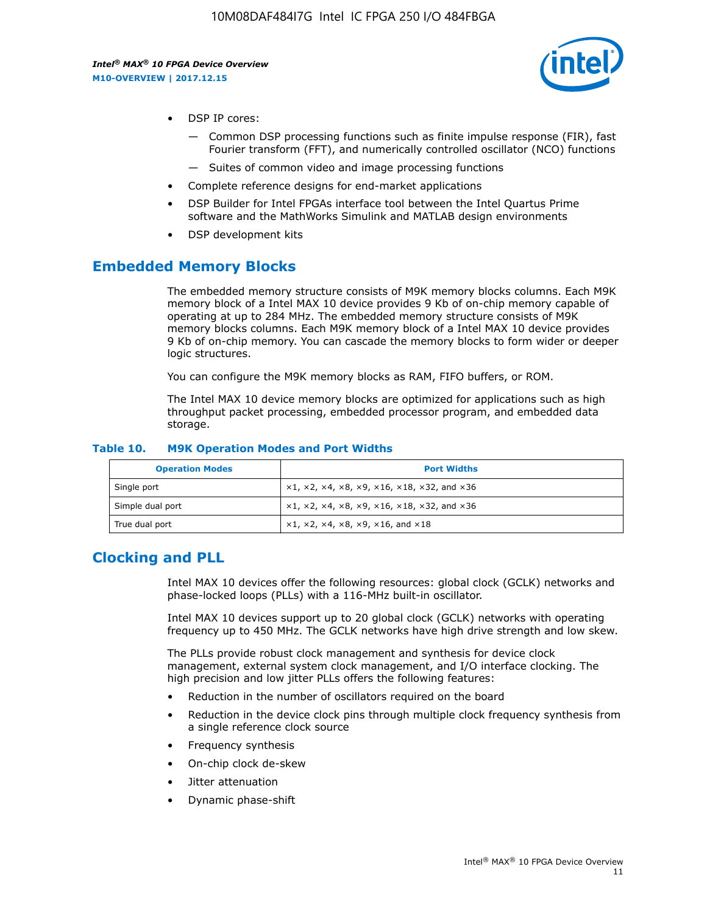- DSP IP cores:
  - — Common DSP processing functions such as finite impulse response (FIR), fast Fourier transform (FFT), and numerically controlled oscillator (NCO) functions
  - — Suites of common video and image processing functions
- Complete reference designs for end-market applications
- DSP Builder for Intel FPGAs interface tool between the Intel Quartus Prime software and the MathWorks Simulink and MATLAB design environments
- DSP development kits

## Embedded Memory Blocks

The embedded memory structure consists of M9K memory blocks columns. Each M9K memory block of a Intel MAX 10 device provides 9 Kb of on-chip memory capable of operating at up to 284 MHz. The embedded memory structure consists of M9K memory blocks columns. Each M9K memory block of a Intel MAX 10 device provides 9 Kb of on-chip memory. You can cascade the memory blocks to form wider or deeper logic structures.

You can configure the M9K memory blocks as RAM, FIFO buffers, or ROM.

The Intel MAX 10 device memory blocks are optimized for applications such as high throughput packet processing, embedded processor program, and embedded data storage.

**Table 10. M9K Operation Modes and Port Widths**

| Operation Modes | Port Widths |
| --- | --- |
| Single port | ×1, ×2, ×4, ×8, ×9, ×16, ×18, ×32, and ×36 |
| Simple dual port | ×1, ×2, ×4, ×8, ×9, ×16, ×18, ×32, and ×36 |
| True dual port | ×1, ×2, ×4, ×8, ×9, ×16, and ×18 |

## Clocking and PLL

Intel MAX 10 devices offer the following resources: global clock (GCLK) networks and phase-locked loops (PLLs) with a 116-MHz built-in oscillator.

Intel MAX 10 devices support up to 20 global clock (GCLK) networks with operating frequency up to 450 MHz. The GCLK networks have high drive strength and low skew.

The PLLs provide robust clock management and synthesis for device clock management, external system clock management, and I/O interface clocking. The high precision and low jitter PLLs offers the following features:

- Reduction in the number of oscillators required on the board
- Reduction in the device clock pins through multiple clock frequency synthesis from a single reference clock source
- Frequency synthesis
- On-chip clock de-skew
- Jitter attenuation
- Dynamic phase-shift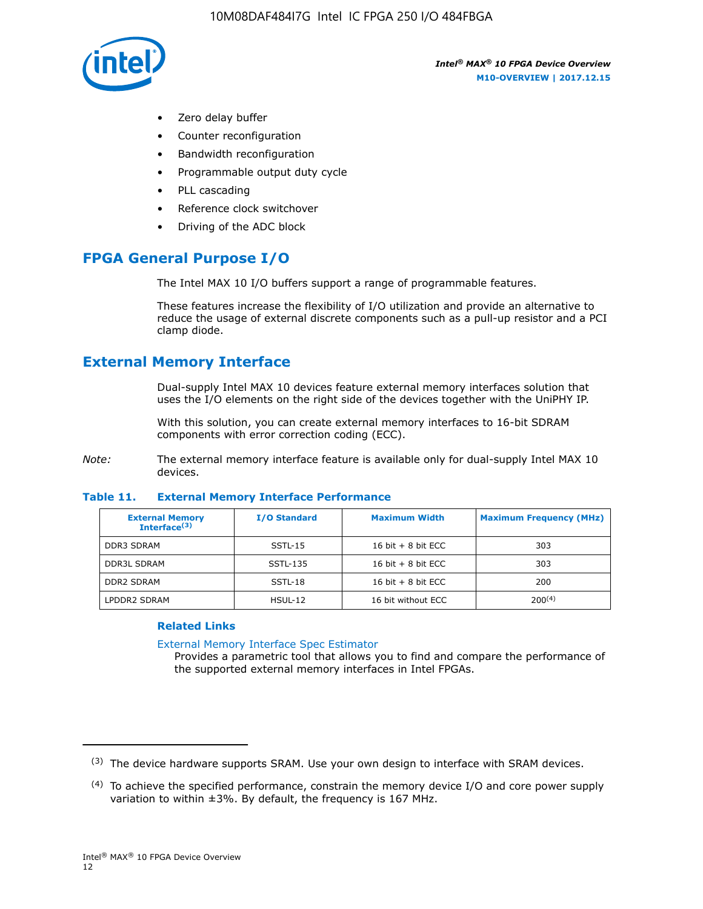- Zero delay buffer
- Counter reconfiguration
- Bandwidth reconfiguration
- Programmable output duty cycle
- PLL cascading
- Reference clock switchover
- Driving of the ADC block

## FPGA General Purpose I/O

The Intel MAX 10 I/O buffers support a range of programmable features.

These features increase the flexibility of I/O utilization and provide an alternative to reduce the usage of external discrete components such as a pull-up resistor and a PCI clamp diode.

## External Memory Interface

Dual-supply Intel MAX 10 devices feature external memory interfaces solution that uses the I/O elements on the right side of the devices together with the UniPHY IP.

With this solution, you can create external memory interfaces to 16-bit SDRAM components with error correction coding (ECC).

*Note:* The external memory interface feature is available only for dual-supply Intel MAX 10 devices.

**Table 11. External Memory Interface Performance**

| External Memory Interface[(3)] | I/O Standard | Maximum Width | Maximum Frequency (MHz) |
|---|---|---|---|
| DDR3 SDRAM | SSTL-15 | 16 bit + 8 bit ECC | 303 |
| DDR3L SDRAM | SSTL-135 | 16 bit + 8 bit ECC | 303 |
| DDR2 SDRAM | SSTL-18 | 16 bit + 8 bit ECC | 200 |
| LPDDR2 SDRAM | HSUL-12 | 16 bit without ECC | 200[(4)] |

**Related Links**

External Memory Interface Spec Estimator
Provides a parametric tool that allows you to find and compare the performance of the supported external memory interfaces in Intel FPGAs.

(3) The device hardware supports SRAM. Use your own design to interface with SRAM devices.

(4) To achieve the specified performance, constrain the memory device I/O and core power supply variation to within ±3%. By default, the frequency is 167 MHz.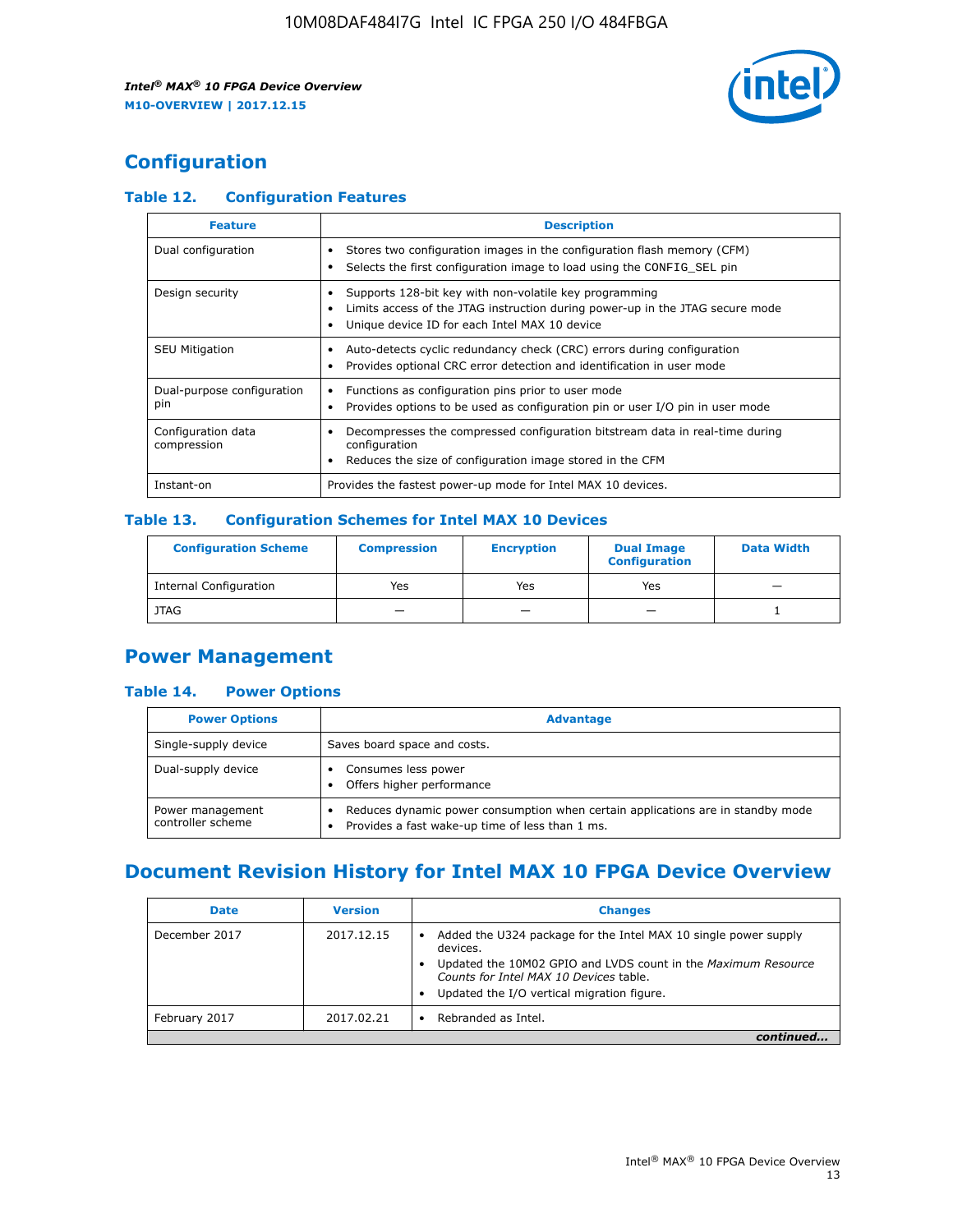## Configuration

### Table 12. Configuration Features

| Feature | Description |
|---|---|
| Dual configuration | • Stores two configuration images in the configuration flash memory (CFM)<br>• Selects the first configuration image to load using the CONFIG_SEL pin |
| Design security | • Supports 128-bit key with non-volatile key programming<br>• Limits access of the JTAG instruction during power-up in the JTAG secure mode<br>• Unique device ID for each Intel MAX 10 device |
| SEU Mitigation | • Auto-detects cyclic redundancy check (CRC) errors during configuration<br>• Provides optional CRC error detection and identification in user mode |
| Dual-purpose configuration pin | • Functions as configuration pins prior to user mode<br>• Provides options to be used as configuration pin or user I/O pin in user mode |
| Configuration data compression | • Decompresses the compressed configuration bitstream data in real-time during configuration<br>• Reduces the size of configuration image stored in the CFM |
| Instant-on | Provides the fastest power-up mode for Intel MAX 10 devices. |

### Table 13. Configuration Schemes for Intel MAX 10 Devices

| Configuration Scheme | Compression | Encryption | Dual Image Configuration | Data Width |
|---|---|---|---|---|
| Internal Configuration | Yes | Yes | Yes | — |
| JTAG | — | — | — | 1 |

## Power Management

### Table 14. Power Options

| Power Options | Advantage |
|---|---|
| Single-supply device | Saves board space and costs. |
| Dual-supply device | • Consumes less power<br>• Offers higher performance |
| Power management controller scheme | • Reduces dynamic power consumption when certain applications are in standby mode<br>• Provides a fast wake-up time of less than 1 ms. |

## Document Revision History for Intel MAX 10 FPGA Device Overview

| Date | Version | Changes |
|---|---|---|
| December 2017 | 2017.12.15 | • Added the U324 package for the Intel MAX 10 single power supply devices.<br>• Updated the 10M02 GPIO and LVDS count in the *Maximum Resource Counts for Intel MAX 10 Devices* table.<br>• Updated the I/O vertical migration figure. |
| February 2017 | 2017.02.21 | • Rebranded as Intel. |

*continued...*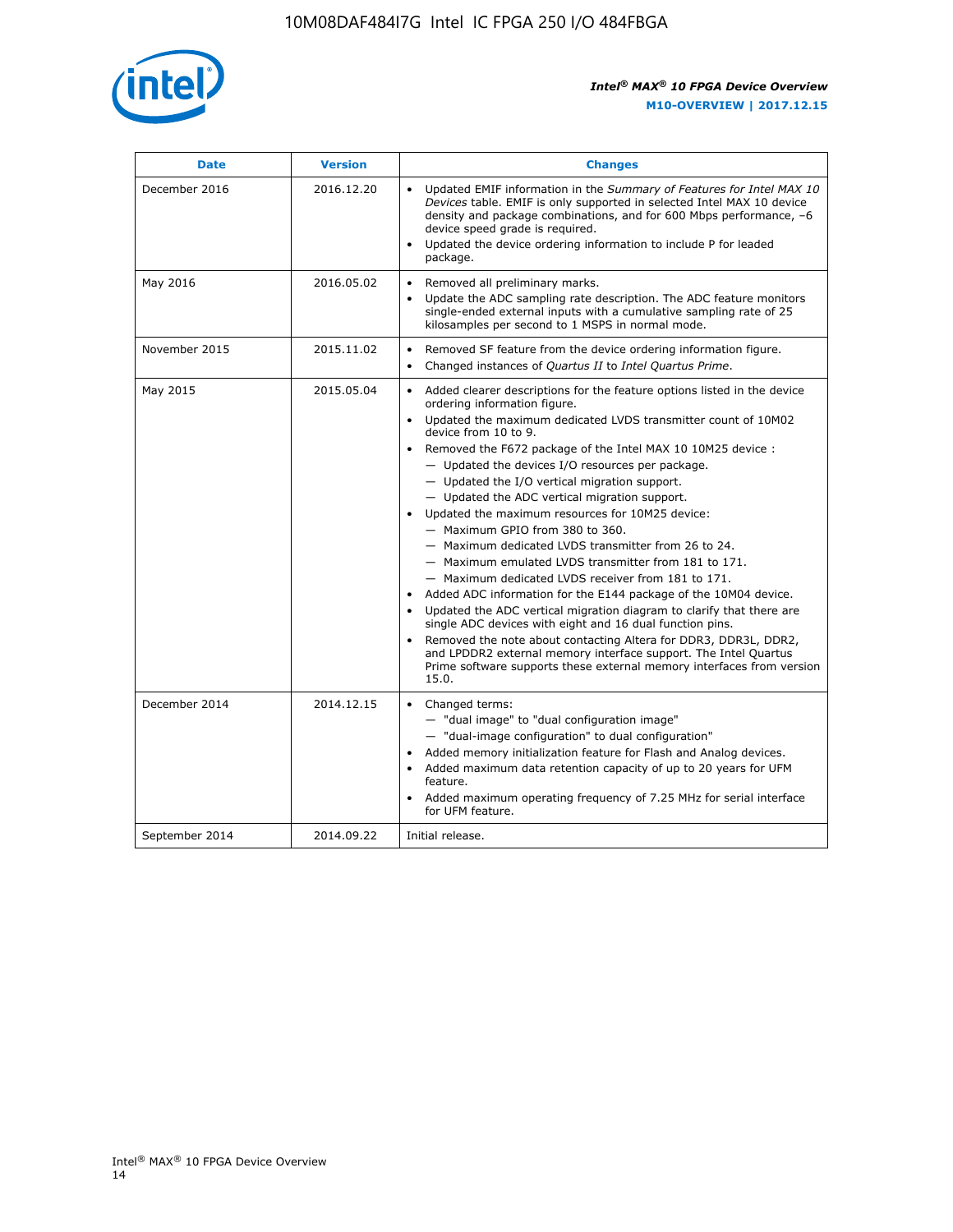| Date | Version | Changes |
| --- | --- | --- |
| December 2016 | 2016.12.20 | • Updated EMIF information in the *Summary of Features for Intel MAX 10 Devices* table. EMIF is only supported in selected Intel MAX 10 device density and package combinations, and for 600 Mbps performance, –6 device speed grade is required.<br>• Updated the device ordering information to include P for leaded package. |
| May 2016 | 2016.05.02 | • Removed all preliminary marks.<br>• Update the ADC sampling rate description. The ADC feature monitors single-ended external inputs with a cumulative sampling rate of 25 kilosamples per second to 1 MSPS in normal mode. |
| November 2015 | 2015.11.02 | • Removed SF feature from the device ordering information figure.<br>• Changed instances of *Quartus II* to *Intel Quartus Prime*. |
| May 2015 | 2015.05.04 | • Added clearer descriptions for the feature options listed in the device ordering information figure.<br>• Updated the maximum dedicated LVDS transmitter count of 10M02 device from 10 to 9.<br>• Removed the F672 package of the Intel MAX 10 10M25 device :<br>— Updated the devices I/O resources per package.<br>— Updated the I/O vertical migration support.<br>— Updated the ADC vertical migration support.<br>• Updated the maximum resources for 10M25 device:<br>— Maximum GPIO from 380 to 360.<br>— Maximum dedicated LVDS transmitter from 26 to 24.<br>— Maximum emulated LVDS transmitter from 181 to 171.<br>— Maximum dedicated LVDS receiver from 181 to 171.<br>• Added ADC information for the E144 package of the 10M04 device.<br>• Updated the ADC vertical migration diagram to clarify that there are single ADC devices with eight and 16 dual function pins.<br>• Removed the note about contacting Altera for DDR3, DDR3L, DDR2, and LPDDR2 external memory interface support. The Intel Quartus Prime software supports these external memory interfaces from version 15.0. |
| December 2014 | 2014.12.15 | • Changed terms:<br>— "dual image" to "dual configuration image"<br>— "dual-image configuration" to dual configuration"<br>• Added memory initialization feature for Flash and Analog devices.<br>• Added maximum data retention capacity of up to 20 years for UFM feature.<br>• Added maximum operating frequency of 7.25 MHz for serial interface for UFM feature. |
| September 2014 | 2014.09.22 | Initial release. |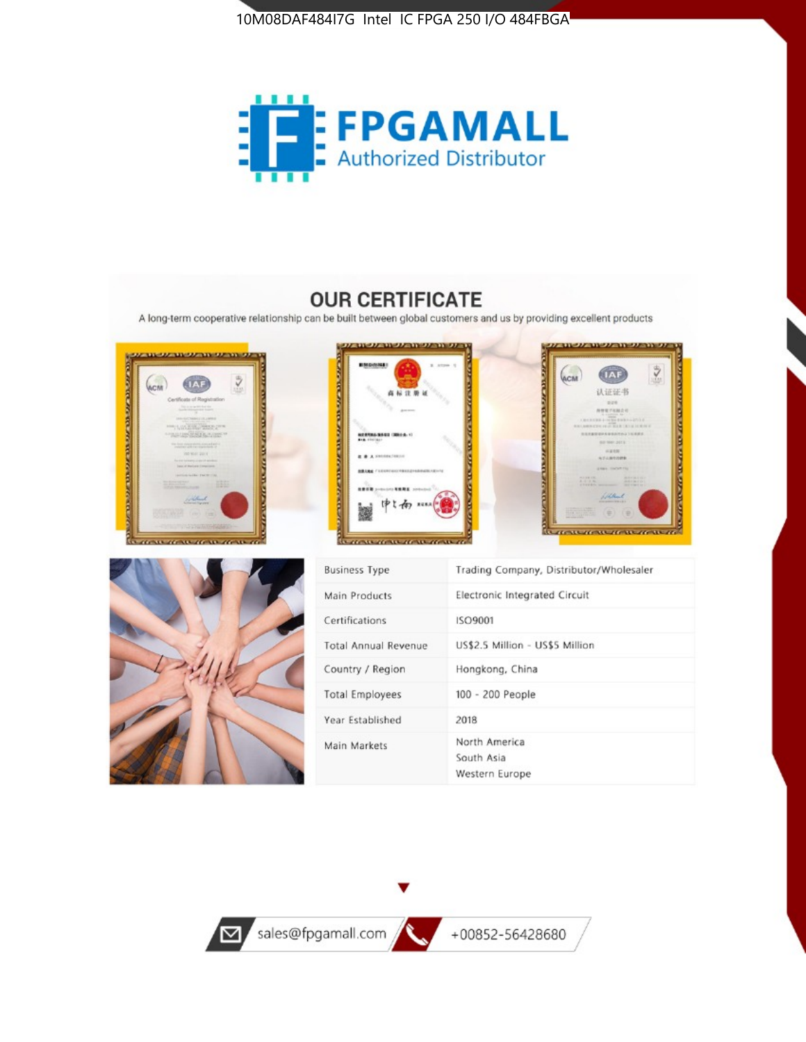# FPGAMALL

Authorized Distributor

## OUR CERTIFICATE

A long-term cooperative relationship can be built between global customers and us by providing excellent products

| | |
|---|---|
| Business Type | Trading Company, Distributor/Wholesaler |
| Main Products | Electronic Integrated Circuit |
| Certifications | ISO9001 |
| Total Annual Revenue | US$2.5 Million - US$5 Million |
| Country / Region | Hongkong, China |
| Total Employees | 100 - 200 People |
| Year Established | 2018 |
| Main Markets | North America<br>South Asia<br>Western Europe |

sales@fpgamall.com

+00852-56428680